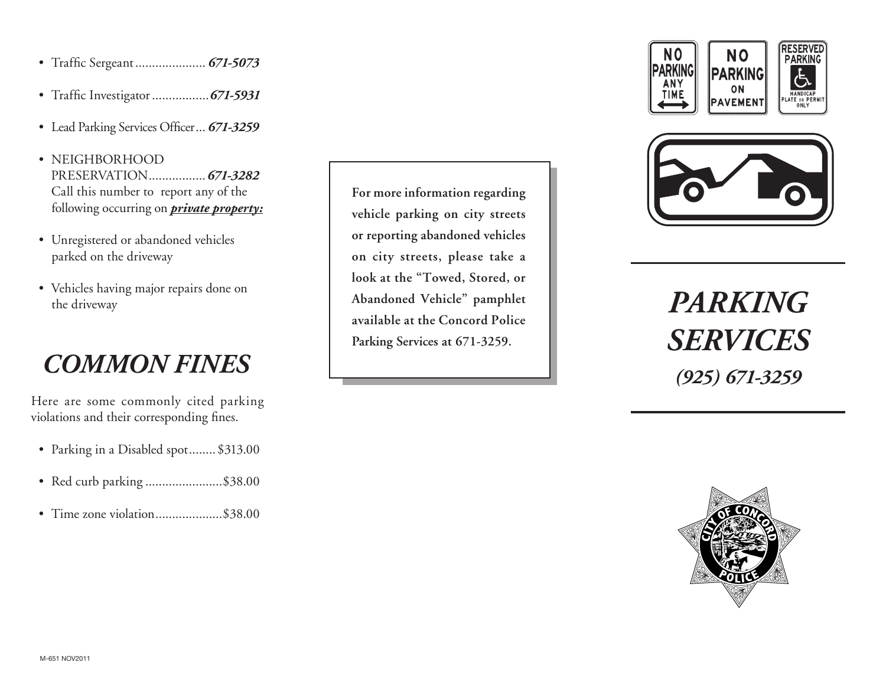- Traffic Sergeant..................... ***671-5073***
- Traffic Investigator................. ***671-5931***
- Lead Parking Services Officer... ***671-3259***
- NEIGHBORHOOD PRESERVATION................. ***671-3282***
  Call this number to report any of the following occurring on ***private property:***
- Unregistered or abandoned vehicles parked on the driveway
- Vehicles having major repairs done on the driveway

## *COMMON FINES*

Here are some commonly cited parking violations and their corresponding fines.

- Parking in a Disabled spot........ $313.00
- Red curb parking .......................$38.00
- Time zone violation....................$38.00

M-651 NOV2011

**For more information regarding vehicle parking on city streets or reporting abandoned vehicles on city streets, please take a look at the "Towed, Stored, or Abandoned Vehicle" pamphlet available at the Concord Police Parking Services at 671-3259.**

NO PARKING ANY TIME

NO PARKING ON PAVEMENT

RESERVED PARKING HANDICAP PLATE OR PERMIT ONLY

# *PARKING SERVICES*

## *(925) 671-3259*

CITY OF CONCORD POLICE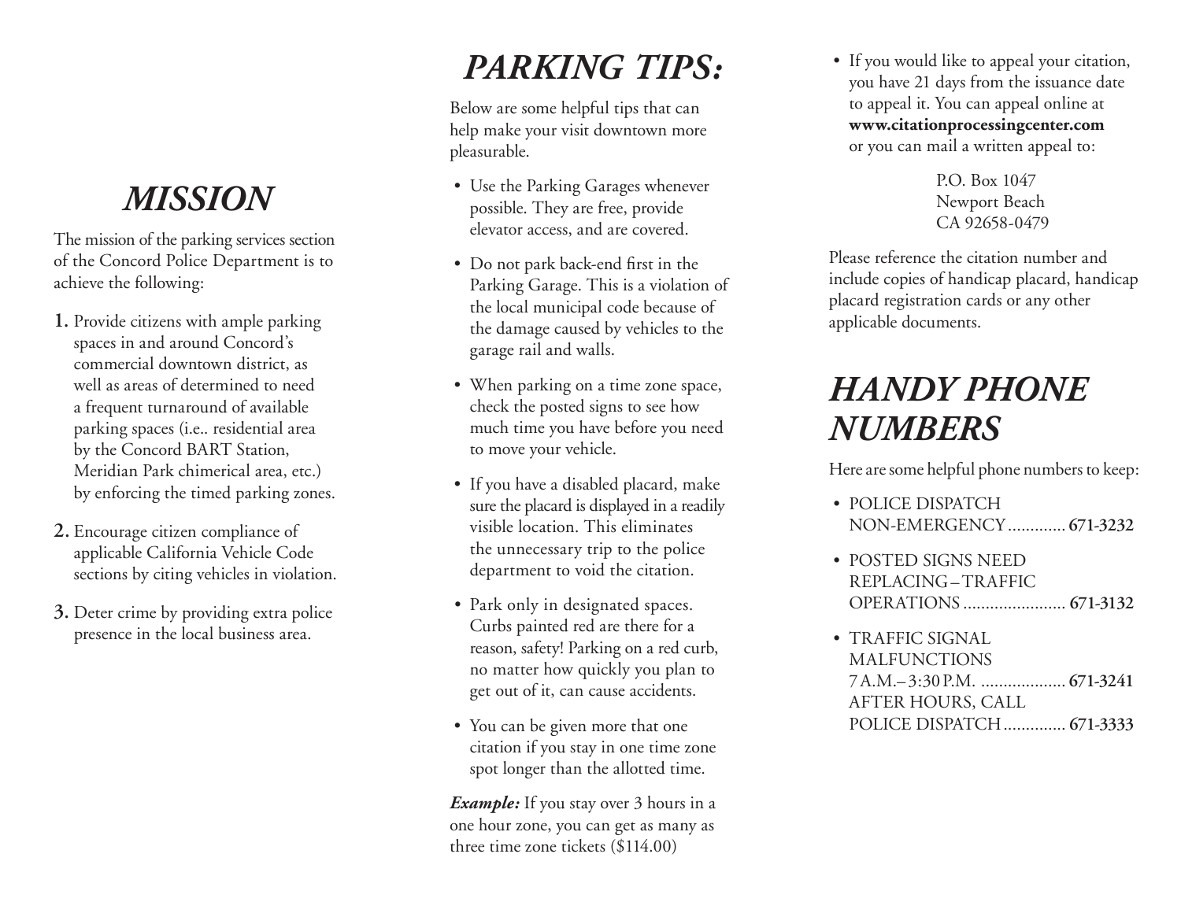## *MISSION*

The mission of the parking services section of the Concord Police Department is to achieve the following:

1. Provide citizens with ample parking spaces in and around Concord's commercial downtown district, as well as areas of determined to need a frequent turnaround of available parking spaces (i.e.. residential area by the Concord BART Station, Meridian Park chimerical area, etc.) by enforcing the timed parking zones.
2. Encourage citizen compliance of applicable California Vehicle Code sections by citing vehicles in violation.
3. Deter crime by providing extra police presence in the local business area.

## *PARKING TIPS:*

Below are some helpful tips that can help make your visit downtown more pleasurable.

- Use the Parking Garages whenever possible. They are free, provide elevator access, and are covered.
- Do not park back-end first in the Parking Garage. This is a violation of the local municipal code because of the damage caused by vehicles to the garage rail and walls.
- When parking on a time zone space, check the posted signs to see how much time you have before you need to move your vehicle.
- If you have a disabled placard, make sure the placard is displayed in a readily visible location. This eliminates the unnecessary trip to the police department to void the citation.
- Park only in designated spaces. Curbs painted red are there for a reason, safety! Parking on a red curb, no matter how quickly you plan to get out of it, can cause accidents.
- You can be given more that one citation if you stay in one time zone spot longer than the allotted time.

***Example:*** If you stay over 3 hours in a one hour zone, you can get as many as three time zone tickets ($114.00)

- If you would like to appeal your citation, you have 21 days from the issuance date to appeal it. You can appeal online at **www.citationprocessingcenter.com** or you can mail a written appeal to:

  P.O. Box 1047
  Newport Beach
  CA 92658-0479

Please reference the citation number and include copies of handicap placard, handicap placard registration cards or any other applicable documents.

## *HANDY PHONE NUMBERS*

Here are some helpful phone numbers to keep:

- POLICE DISPATCH NON-EMERGENCY............. **671-3232**
- POSTED SIGNS NEED REPLACING – TRAFFIC OPERATIONS....................... **671-3132**
- TRAFFIC SIGNAL MALFUNCTIONS 7 A.M.– 3:30 P.M. .................. **671-3241**
  AFTER HOURS, CALL POLICE DISPATCH.............. **671-3333**